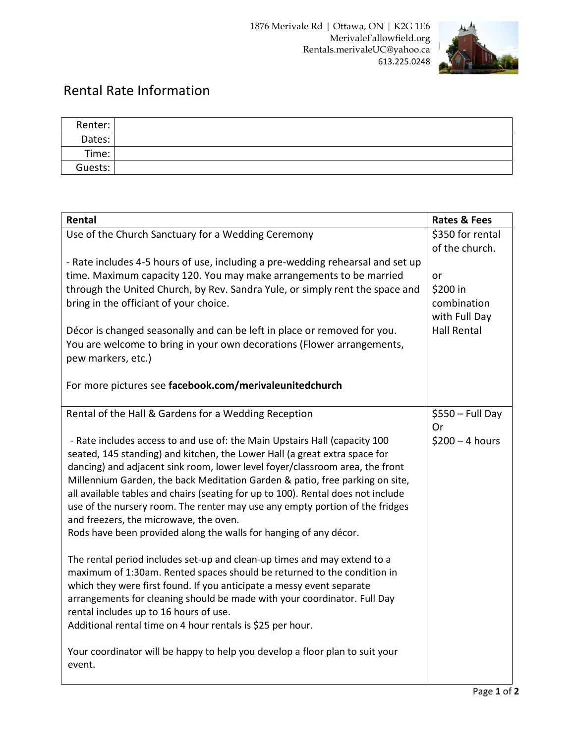1876 Merivale Rd | Ottawa, ON | K2G 1E6
MerivaleFallowfield.org
Rentals.merivaleUC@yahoo.ca
613.225.0248

# Rental Rate Information

| Renter: | |
|---|---|
| Dates: | |
| Time: | |
| Guests: | |

| Rental | Rates & Fees |
|---|---|
| Use of the Church Sanctuary for a Wedding Ceremony<br><br>- Rate includes 4-5 hours of use, including a pre-wedding rehearsal and set up time. Maximum capacity 120. You may make arrangements to be married through the United Church, by Rev. Sandra Yule, or simply rent the space and bring in the officiant of your choice.<br><br>Décor is changed seasonally and can be left in place or removed for you. You are welcome to bring in your own decorations (Flower arrangements, pew markers, etc.)<br><br>For more pictures see **facebook.com/merivaleunitedchurch** | $350 for rental of the church.<br><br>or<br>$200 in combination with Full Day Hall Rental |
| Rental of the Hall & Gardens for a Wedding Reception<br><br>- Rate includes access to and use of: the Main Upstairs Hall (capacity 100 seated, 145 standing) and kitchen, the Lower Hall (a great extra space for dancing) and adjacent sink room, lower level foyer/classroom area, the front Millennium Garden, the back Meditation Garden & patio, free parking on site, all available tables and chairs (seating for up to 100). Rental does not include use of the nursery room. The renter may use any empty portion of the fridges and freezers, the microwave, the oven.<br>Rods have been provided along the walls for hanging of any décor.<br><br>The rental period includes set-up and clean-up times and may extend to a maximum of 1:30am. Rented spaces should be returned to the condition in which they were first found. If you anticipate a messy event separate arrangements for cleaning should be made with your coordinator. Full Day rental includes up to 16 hours of use.<br>Additional rental time on 4 hour rentals is $25 per hour.<br><br>Your coordinator will be happy to help you develop a floor plan to suit your event. | $550 – Full Day<br>Or<br>$200 – 4 hours |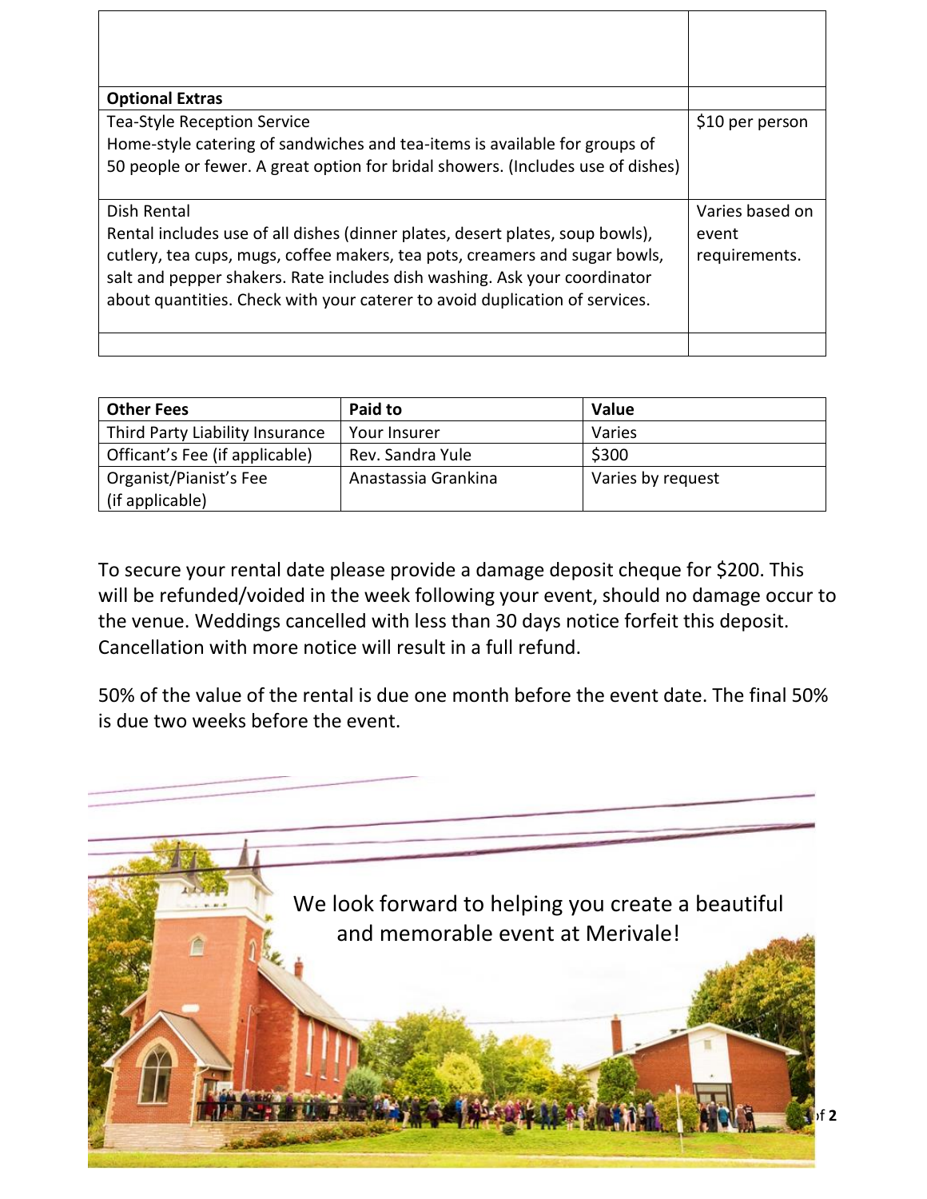| | |
|---|---|
| | |
| **Optional Extras** | |
| Tea-Style Reception Service<br>Home-style catering of sandwiches and tea-items is available for groups of 50 people or fewer. A great option for bridal showers. (Includes use of dishes) | $10 per person |
| Dish Rental<br>Rental includes use of all dishes (dinner plates, desert plates, soup bowls), cutlery, tea cups, mugs, coffee makers, tea pots, creamers and sugar bowls, salt and pepper shakers. Rate includes dish washing. Ask your coordinator about quantities. Check with your caterer to avoid duplication of services. | Varies based on event requirements. |
| | |

| Other Fees | Paid to | Value |
|---|---|---|
| Third Party Liability Insurance | Your Insurer | Varies |
| Officant's Fee (if applicable) | Rev. Sandra Yule | $300 |
| Organist/Pianist's Fee (if applicable) | Anastassia Grankina | Varies by request |

To secure your rental date please provide a damage deposit cheque for $200. This will be refunded/voided in the week following your event, should no damage occur to the venue. Weddings cancelled with less than 30 days notice forfeit this deposit. Cancellation with more notice will result in a full refund.

50% of the value of the rental is due one month before the event date. The final 50% is due two weeks before the event.

We look forward to helping you create a beautiful and memorable event at Merivale!